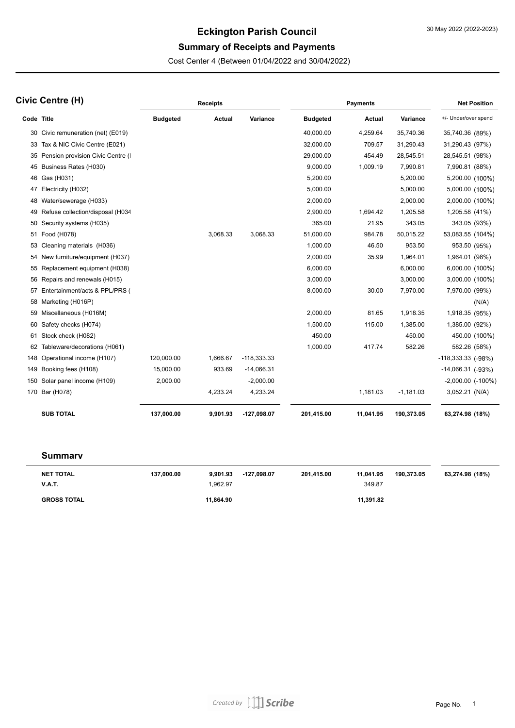# Eckington Parish Council

30 May 2022 (2022-2023)

## Summary of Receipts and Payments

Cost Center 4 (Between 01/04/2022 and 30/04/2022)

### Civic Centre (H)

| Code | Title | Receipts Budgeted | Receipts Actual | Receipts Variance | Payments Budgeted | Payments Actual | Payments Variance | Net Position +/- Under/over spend |
|---|---|---|---|---|---|---|---|---|
| 30 | Civic remuneration (net) (E019) | | | | 40,000.00 | 4,259.64 | 35,740.36 | 35,740.36 (89%) |
| 33 | Tax & NIC Civic Centre (E021) | | | | 32,000.00 | 709.57 | 31,290.43 | 31,290.43 (97%) |
| 35 | Pension provision Civic Centre (I | | | | 29,000.00 | 454.49 | 28,545.51 | 28,545.51 (98%) |
| 45 | Business Rates (H030) | | | | 9,000.00 | 1,009.19 | 7,990.81 | 7,990.81 (88%) |
| 46 | Gas (H031) | | | | 5,200.00 | | 5,200.00 | 5,200.00 (100%) |
| 47 | Electricity (H032) | | | | 5,000.00 | | 5,000.00 | 5,000.00 (100%) |
| 48 | Water/sewerage (H033) | | | | 2,000.00 | | 2,000.00 | 2,000.00 (100%) |
| 49 | Refuse collection/disposal (H034 | | | | 2,900.00 | 1,694.42 | 1,205.58 | 1,205.58 (41%) |
| 50 | Security systems (H035) | | | | 365.00 | 21.95 | 343.05 | 343.05 (93%) |
| 51 | Food (H078) | | 3,068.33 | 3,068.33 | 51,000.00 | 984.78 | 50,015.22 | 53,083.55 (104%) |
| 53 | Cleaning materials (H036) | | | | 1,000.00 | 46.50 | 953.50 | 953.50 (95%) |
| 54 | New furniture/equipment (H037) | | | | 2,000.00 | 35.99 | 1,964.01 | 1,964.01 (98%) |
| 55 | Replacement equipment (H038) | | | | 6,000.00 | | 6,000.00 | 6,000.00 (100%) |
| 56 | Repairs and renewals (H015) | | | | 3,000.00 | | 3,000.00 | 3,000.00 (100%) |
| 57 | Entertainment/acts & PPL/PRS ( | | | | 8,000.00 | 30.00 | 7,970.00 | 7,970.00 (99%) |
| 58 | Marketing (H016P) | | | | | | | (N/A) |
| 59 | Miscellaneous (H016M) | | | | 2,000.00 | 81.65 | 1,918.35 | 1,918.35 (95%) |
| 60 | Safety checks (H074) | | | | 1,500.00 | 115.00 | 1,385.00 | 1,385.00 (92%) |
| 61 | Stock check (H082) | | | | 450.00 | | 450.00 | 450.00 (100%) |
| 62 | Tableware/decorations (H061) | | | | 1,000.00 | 417.74 | 582.26 | 582.26 (58%) |
| 148 | Operational income (H107) | 120,000.00 | 1,666.67 | -118,333.33 | | | | -118,333.33 (-98%) |
| 149 | Booking fees (H108) | 15,000.00 | 933.69 | -14,066.31 | | | | -14,066.31 (-93%) |
| 150 | Solar panel income (H109) | 2,000.00 | | -2,000.00 | | | | -2,000.00 (-100%) |
| 170 | Bar (H078) | | 4,233.24 | 4,233.24 | | 1,181.03 | -1,181.03 | 3,052.21 (N/A) |
| | **SUB TOTAL** | **137,000.00** | **9,901.93** | **-127,098.07** | **201,415.00** | **11,041.95** | **190,373.05** | **63,274.98 (18%)** |

### Summary

| | Receipts Budgeted | Receipts Actual | Receipts Variance | Payments Budgeted | Payments Actual | Payments Variance | Net Position |
|---|---|---|---|---|---|---|---|
| **NET TOTAL** | **137,000.00** | **9,901.93** | **-127,098.07** | **201,415.00** | **11,041.95** | **190,373.05** | **63,274.98 (18%)** |
| **V.A.T.** | | 1,962.97 | | | 349.87 | | |
| **GROSS TOTAL** | | **11,864.90** | | | **11,391.82** | | |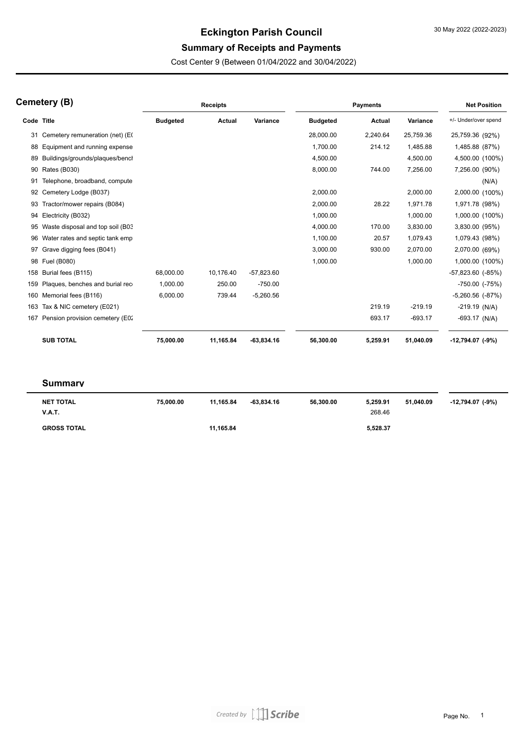# Eckington Parish Council

## Summary of Receipts and Payments

Cost Center 9 (Between 01/04/2022 and 30/04/2022)

30 May 2022 (2022-2023)

### Cemetery (B)

| Code | Title | Receipts Budgeted | Receipts Actual | Receipts Variance | Payments Budgeted | Payments Actual | Payments Variance | Net Position +/- Under/over spend |
|---|---|---|---|---|---|---|---|---|
| 31 | Cemetery remuneration (net) (E( | | | | 28,000.00 | 2,240.64 | 25,759.36 | 25,759.36 (92%) |
| 88 | Equipment and running expense | | | | 1,700.00 | 214.12 | 1,485.88 | 1,485.88 (87%) |
| 89 | Buildings/grounds/plaques/bencl | | | | 4,500.00 | | 4,500.00 | 4,500.00 (100%) |
| 90 | Rates (B030) | | | | 8,000.00 | 744.00 | 7,256.00 | 7,256.00 (90%) |
| 91 | Telephone, broadband, compute | | | | | | | (N/A) |
| 92 | Cemetery Lodge (B037) | | | | 2,000.00 | | 2,000.00 | 2,000.00 (100%) |
| 93 | Tractor/mower repairs (B084) | | | | 2,000.00 | 28.22 | 1,971.78 | 1,971.78 (98%) |
| 94 | Electricity (B032) | | | | 1,000.00 | | 1,000.00 | 1,000.00 (100%) |
| 95 | Waste disposal and top soil (B03 | | | | 4,000.00 | 170.00 | 3,830.00 | 3,830.00 (95%) |
| 96 | Water rates and septic tank emp | | | | 1,100.00 | 20.57 | 1,079.43 | 1,079.43 (98%) |
| 97 | Grave digging fees (B041) | | | | 3,000.00 | 930.00 | 2,070.00 | 2,070.00 (69%) |
| 98 | Fuel (B080) | | | | 1,000.00 | | 1,000.00 | 1,000.00 (100%) |
| 158 | Burial fees (B115) | 68,000.00 | 10,176.40 | -57,823.60 | | | | -57,823.60 (-85%) |
| 159 | Plaques, benches and burial rec | 1,000.00 | 250.00 | -750.00 | | | | -750.00 (-75%) |
| 160 | Memorial fees (B116) | 6,000.00 | 739.44 | -5,260.56 | | | | -5,260.56 (-87%) |
| 163 | Tax & NIC cemetery (E021) | | | | | 219.19 | -219.19 | -219.19 (N/A) |
| 167 | Pension provision cemetery (E0‹ | | | | | 693.17 | -693.17 | -693.17 (N/A) |
| | **SUB TOTAL** | **75,000.00** | **11,165.84** | **-63,834.16** | **56,300.00** | **5,259.91** | **51,040.09** | **-12,794.07 (-9%)** |

### Summary

| | Receipts Budgeted | Receipts Actual | Receipts Variance | Payments Budgeted | Payments Actual | Payments Variance | Net Position |
|---|---|---|---|---|---|---|---|
| **NET TOTAL** | **75,000.00** | **11,165.84** | **-63,834.16** | **56,300.00** | **5,259.91** | **51,040.09** | **-12,794.07 (-9%)** |
| **V.A.T.** | | | | | 268.46 | | |
| **GROSS TOTAL** | | **11,165.84** | | | **5,528.37** | | |